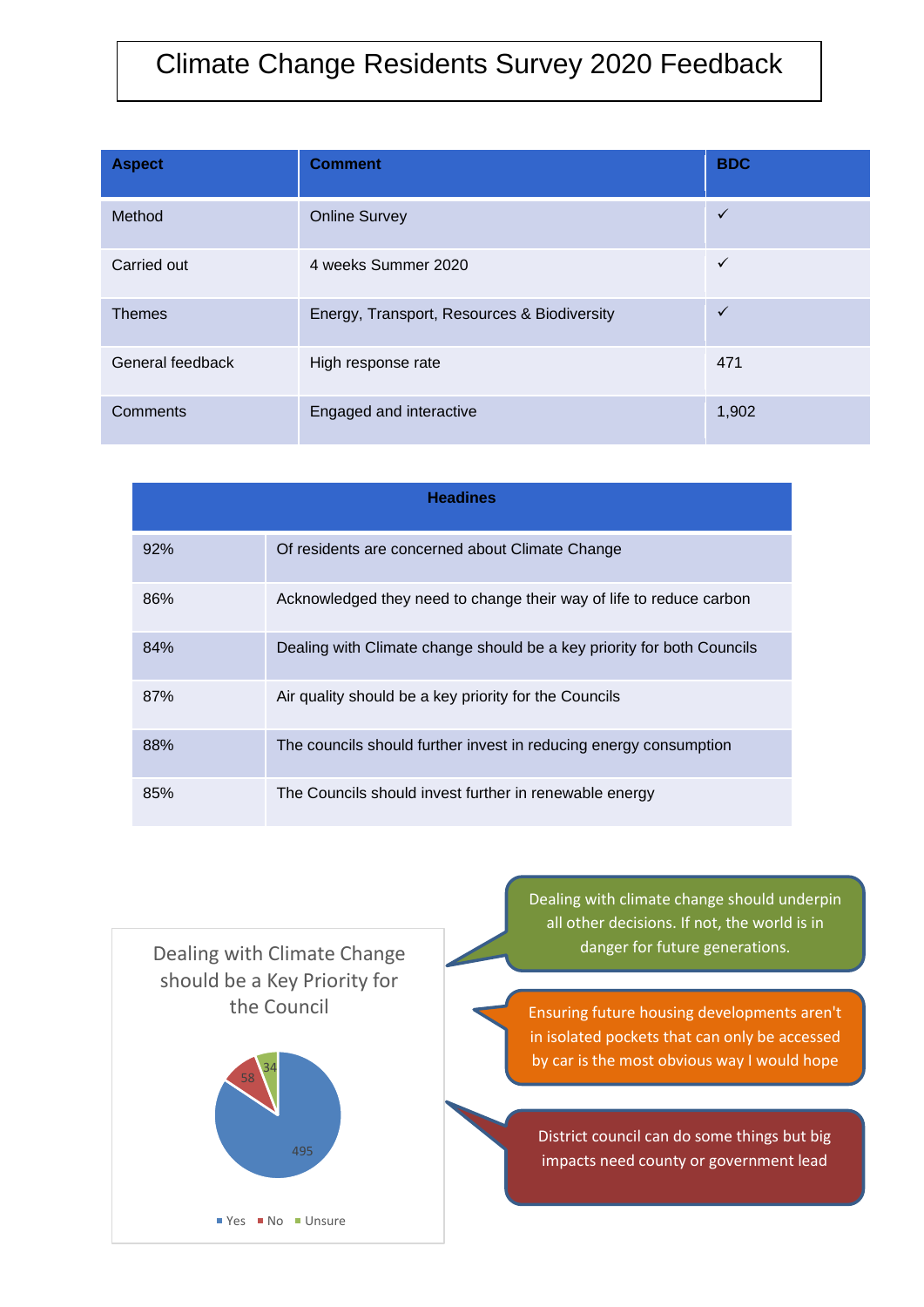# Climate Change Residents Survey 2020 Feedback

| Aspect | Comment | BDC |
|---|---|---|
| Method | Online Survey | ✓ |
| Carried out | 4 weeks Summer 2020 | ✓ |
| Themes | Energy, Transport, Resources & Biodiversity | ✓ |
| General feedback | High response rate | 471 |
| Comments | Engaged and interactive | 1,902 |

| Headines | |
|---|---|
| 92% | Of residents are concerned about Climate Change |
| 86% | Acknowledged they need to change their way of life to reduce carbon |
| 84% | Dealing with Climate change should be a key priority for both Councils |
| 87% | Air quality should be a key priority for the Councils |
| 88% | The councils should further invest in reducing energy consumption |
| 85% | The Councils should invest further in renewable energy |

**Dealing with Climate Change should be a Key Priority for the Council**

| Response | Count |
|---|---|
| Yes | 495 |
| No | 58 |
| Unsure | 34 |

> Dealing with climate change should underpin all other decisions. If not, the world is in danger for future generations.

> Ensuring future housing developments aren't in isolated pockets that can only be accessed by car is the most obvious way I would hope

> District council can do some things but big impacts need county or government lead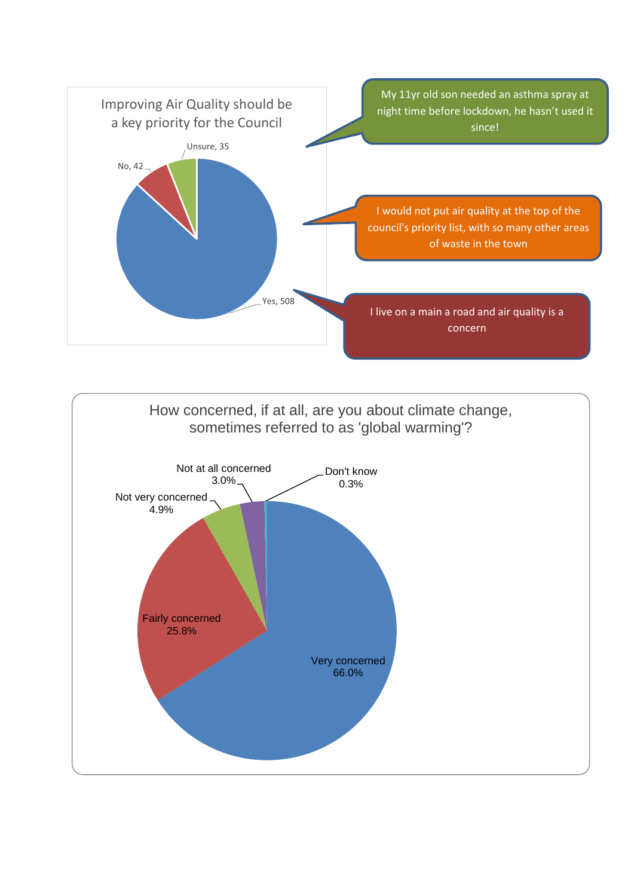**Improving Air Quality should be a key priority for the Council**

| Response | Count |
|---|---|
| Yes | 508 |
| No | 42 |
| Unsure | 35 |

> My 11yr old son needed an asthma spray at night time before lockdown, he hasn't used it since!

> I would not put air quality at the top of the council's priority list, with so many other areas of waste in the town

> I live on a main a road and air quality is a concern

**How concerned, if at all, are you about climate change, sometimes referred to as 'global warming'?**

| Response | Percentage |
|---|---|
| Very concerned | 66.0% |
| Fairly concerned | 25.8% |
| Not very concerned | 4.9% |
| Not at all concerned | 3.0% |
| Don't know | 0.3% |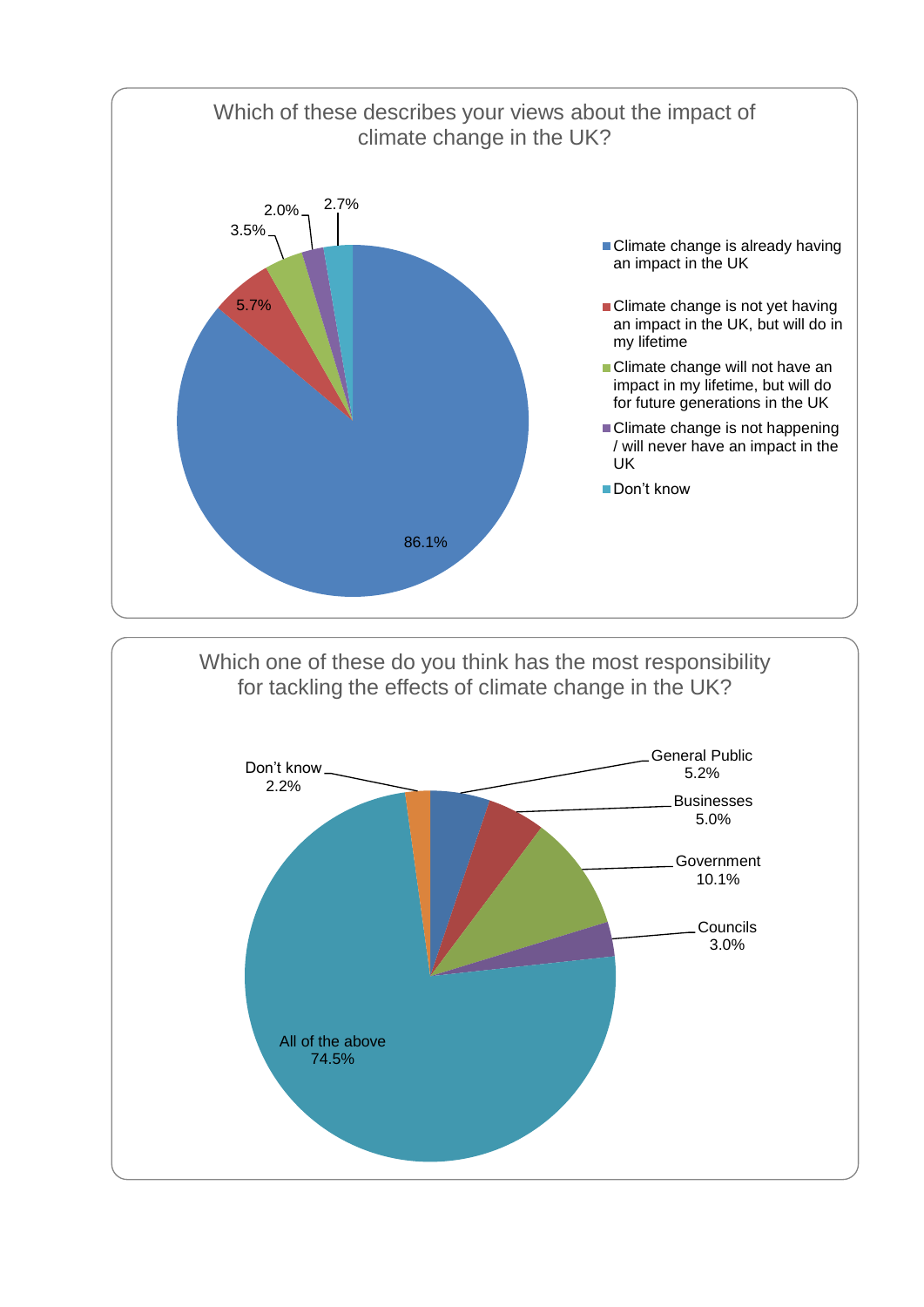## Which of these describes your views about the impact of climate change in the UK?

| Response | Percentage |
|---|---|
| Climate change is already having an impact in the UK | 86.1% |
| Climate change is not yet having an impact in the UK, but will do in my lifetime | 5.7% |
| Climate change will not have an impact in my lifetime, but will do for future generations in the UK | 3.5% |
| Climate change is not happening / will never have an impact in the UK | 2.0% |
| Don't know | 2.7% |

## Which one of these do you think has the most responsibility for tackling the effects of climate change in the UK?

| Response | Percentage |
|---|---|
| General Public | 5.2% |
| Businesses | 5.0% |
| Government | 10.1% |
| Councils | 3.0% |
| All of the above | 74.5% |
| Don't know | 2.2% |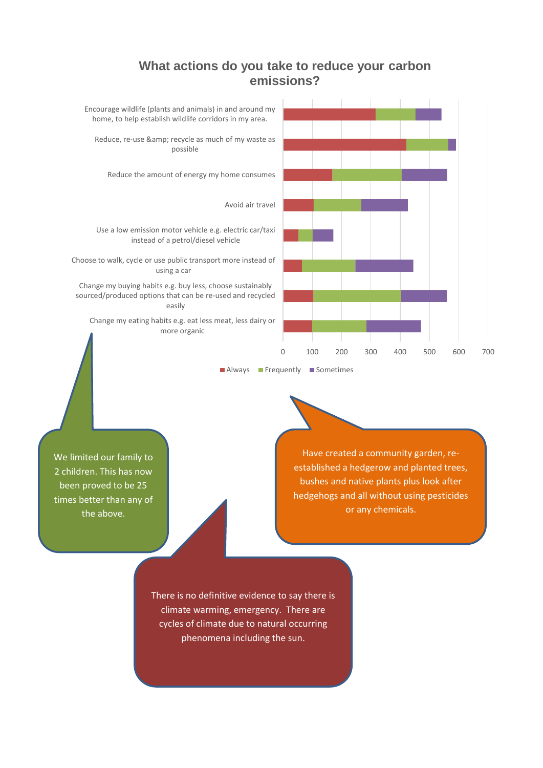## What actions do you take to reduce your carbon emissions?

| Action | Always | Frequently | Sometimes |
|---|---|---|---|
| Encourage wildlife (plants and animals) in and around my home, to help establish wildlife corridors in my area. | 315 | 137 | 89 |
| Reduce, re-use &amp; recycle as much of my waste as possible | 420 | 144 | 26 |
| Reduce the amount of energy my home consumes | 167 | 238 | 155 |
| Avoid air travel | 104 | 162 | 160 |
| Use a low emission motor vehicle e.g. electric car/taxi instead of a petrol/diesel vehicle | 51 | 49 | 71 |
| Choose to walk, cycle or use public transport more instead of using a car | 63 | 183 | 199 |
| Change my buying habits e.g. buy less, choose sustainably sourced/produced options that can be re-used and recycled easily | 102 | 301 | 155 |
| Change my eating habits e.g. eat less meat, less dairy or more organic | 98 | 186 | 187 |

We limited our family to 2 children. This has now been proved to be 25 times better than any of the above.

Have created a community garden, re-established a hedgerow and planted trees, bushes and native plants plus look after hedgehogs and all without using pesticides or any chemicals.

There is no definitive evidence to say there is climate warming, emergency. There are cycles of climate due to natural occurring phenomena including the sun.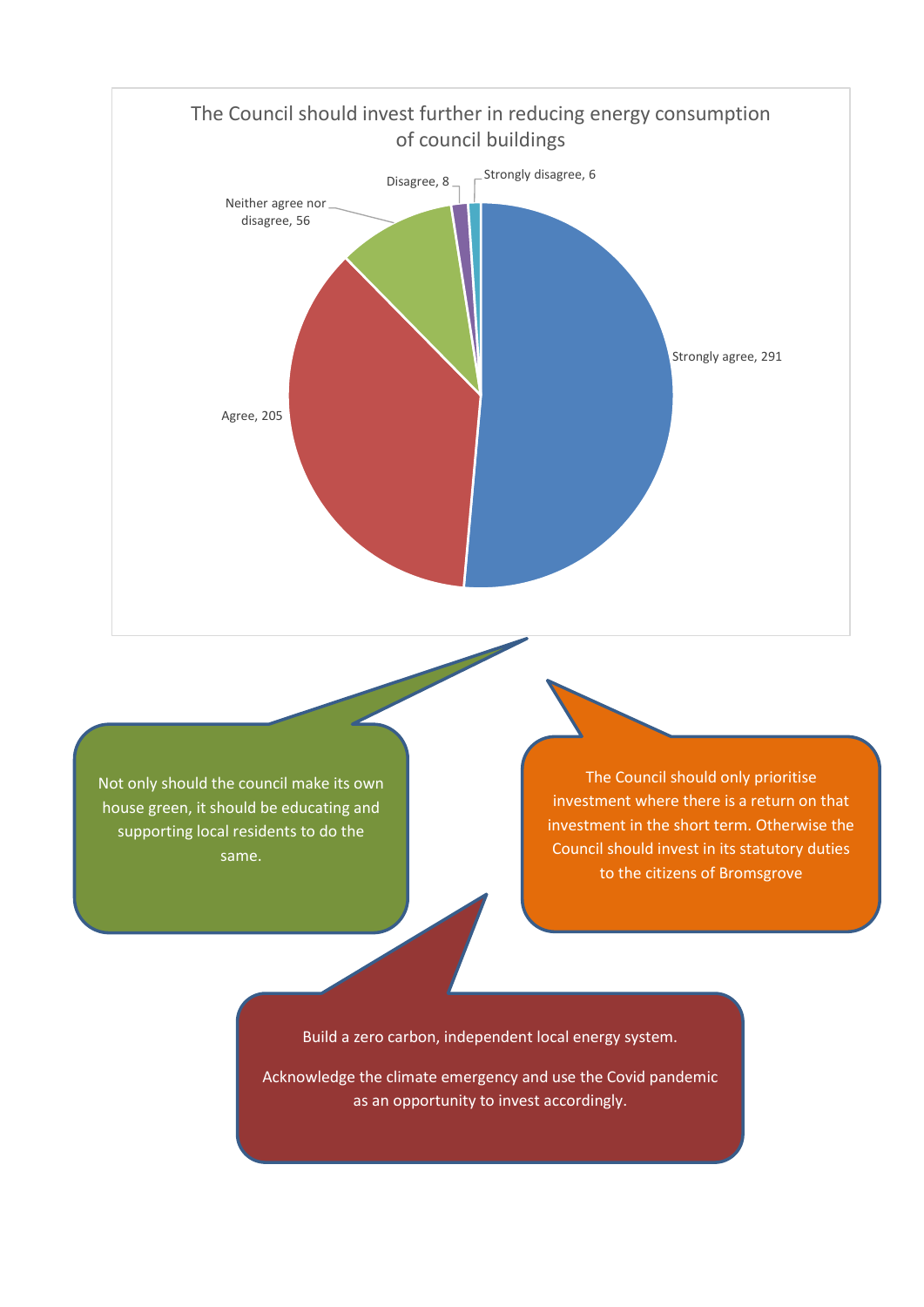## The Council should invest further in reducing energy consumption of council buildings

| Response | Count |
| --- | --- |
| Strongly agree | 291 |
| Agree | 205 |
| Neither agree nor disagree | 56 |
| Disagree | 8 |
| Strongly disagree | 6 |

> Not only should the council make its own house green, it should be educating and supporting local residents to do the same.

> The Council should only prioritise investment where there is a return on that investment in the short term. Otherwise the Council should invest in its statutory duties to the citizens of Bromsgrove

> Build a zero carbon, independent local energy system.
>
> Acknowledge the climate emergency and use the Covid pandemic as an opportunity to invest accordingly.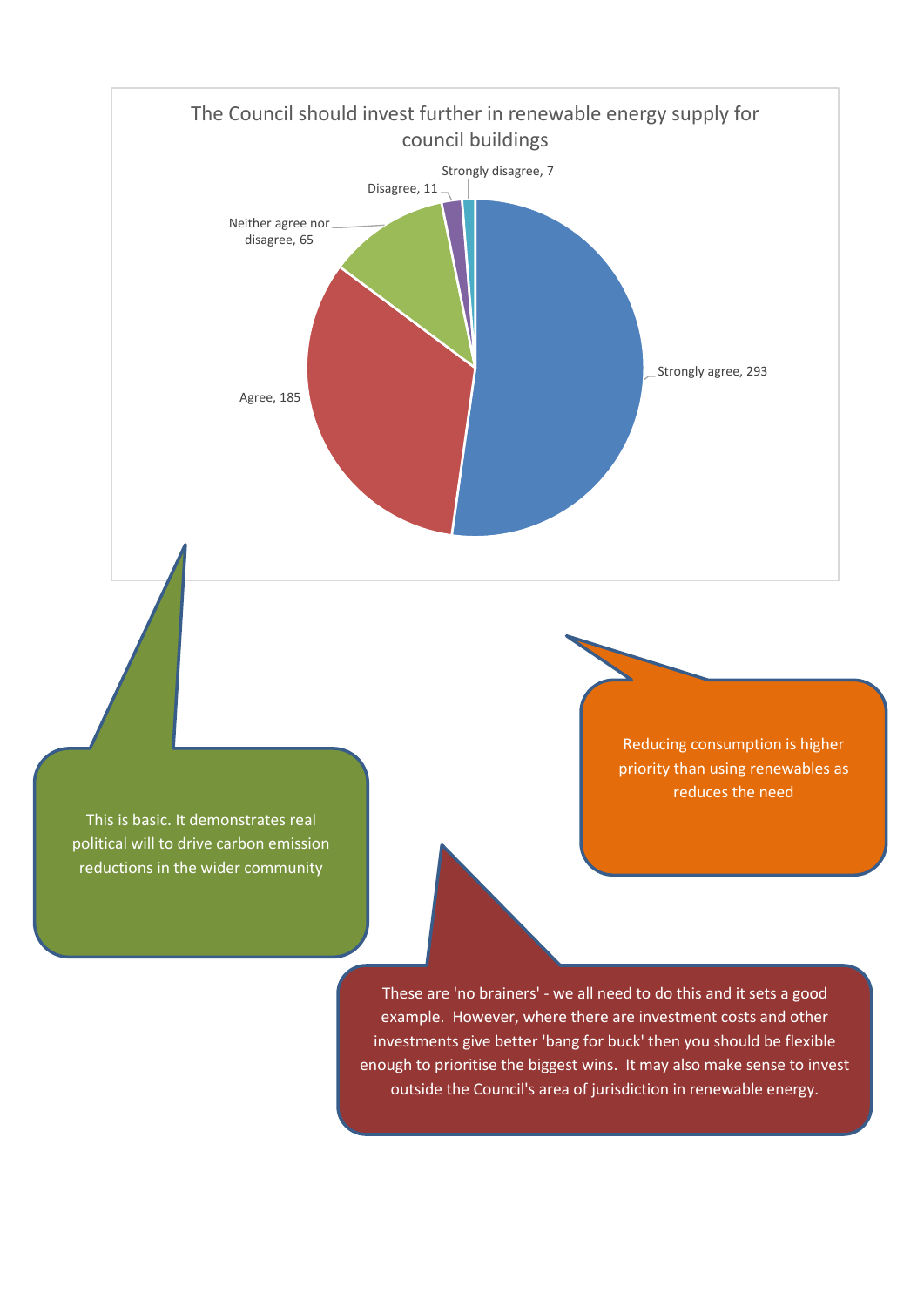## The Council should invest further in renewable energy supply for council buildings

| Response | Count |
| --- | --- |
| Strongly agree | 293 |
| Agree | 185 |
| Neither agree nor disagree | 65 |
| Disagree | 11 |
| Strongly disagree | 7 |

This is basic. It demonstrates real political will to drive carbon emission reductions in the wider community

Reducing consumption is higher priority than using renewables as reduces the need

These are 'no brainers' - we all need to do this and it sets a good example. However, where there are investment costs and other investments give better 'bang for buck' then you should be flexible enough to prioritise the biggest wins. It may also make sense to invest outside the Council's area of jurisdiction in renewable energy.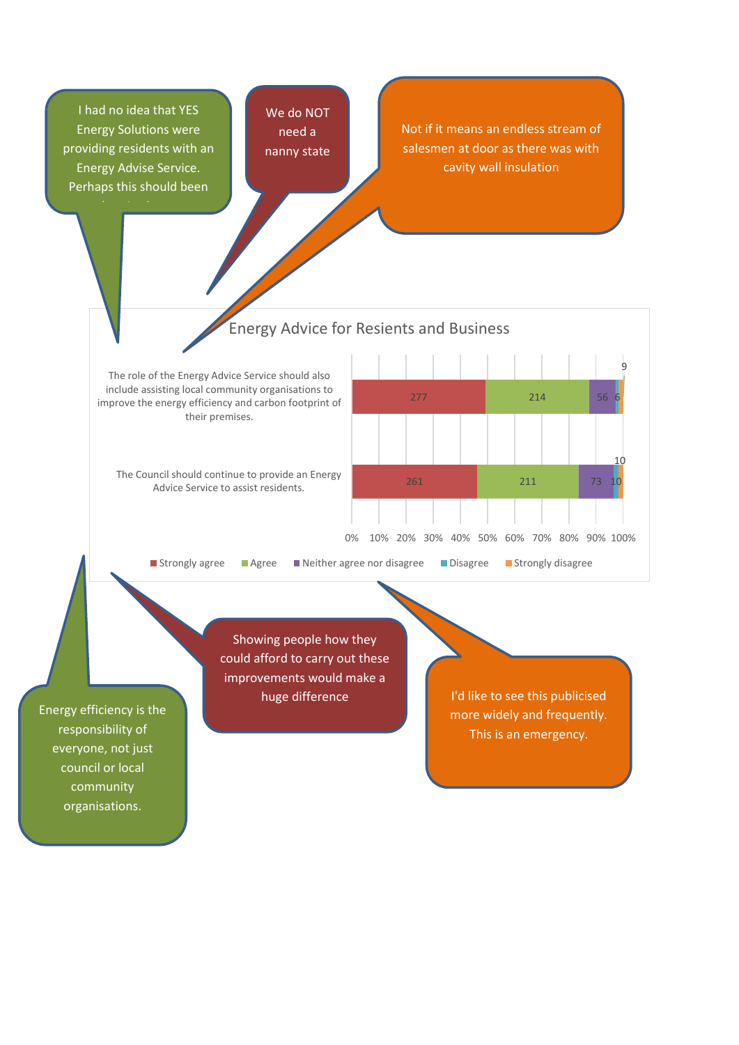I had no idea that YES Energy Solutions were providing residents with an Energy Advise Service. Perhaps this should been

We do NOT need a nanny state

Not if it means an endless stream of salesmen at door as there was with cavity wall insulation

## Energy Advice for Resients and Business

| Statement | Strongly agree | Agree | Neither agree nor disagree | Disagree | Strongly disagree |
|---|---|---|---|---|---|
| The role of the Energy Advice Service should also include assisting local community organisations to improve the energy efficiency and carbon footprint of their premises. | 277 | 214 | 56 | 6 | 9 |
| The Council should continue to provide an Energy Advice Service to assist residents. | 261 | 211 | 73 | 10 | 10 |

Energy efficiency is the responsibility of everyone, not just council or local community organisations.

Showing people how they could afford to carry out these improvements would make a huge difference

I'd like to see this publicised more widely and frequently. This is an emergency.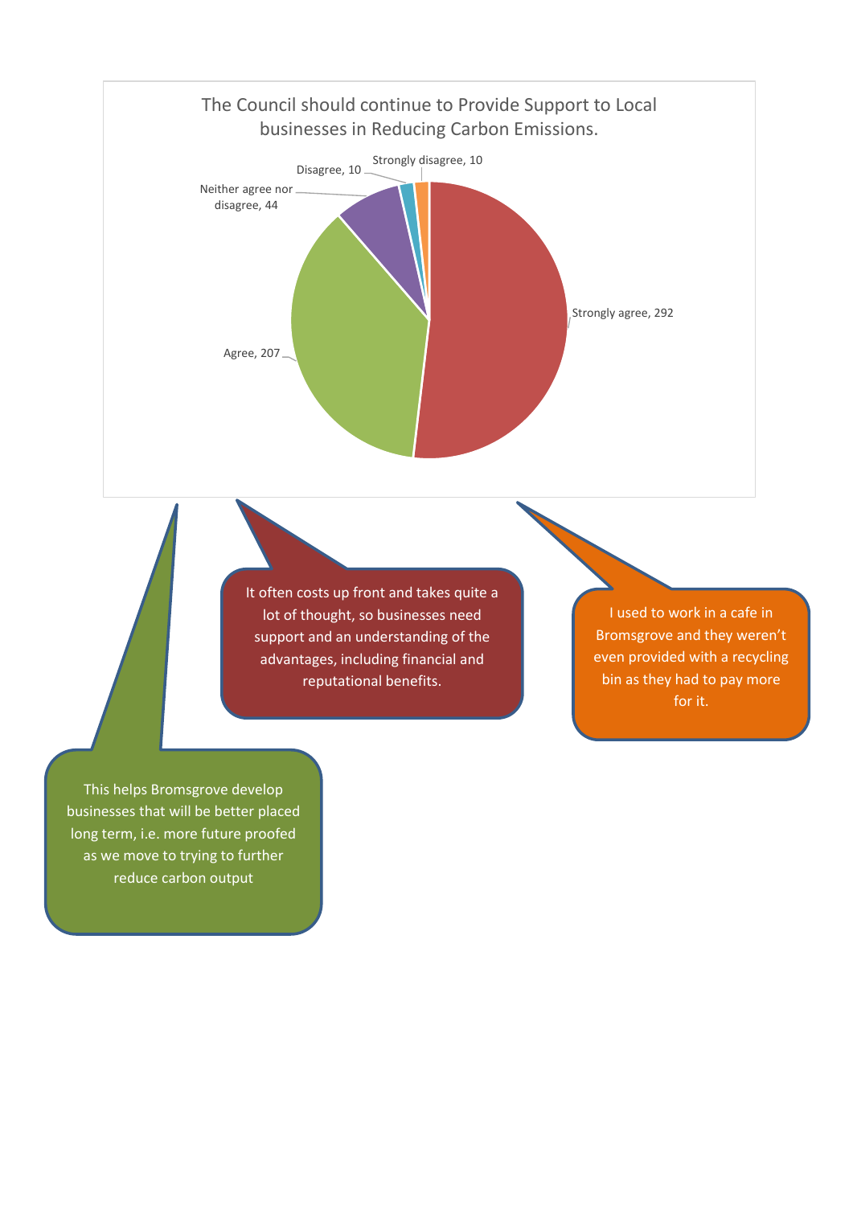**The Council should continue to Provide Support to Local businesses in Reducing Carbon Emissions.**

| Response | Count |
| --- | --- |
| Strongly agree | 292 |
| Agree | 207 |
| Neither agree nor disagree | 44 |
| Disagree | 10 |
| Strongly disagree | 10 |

> It often costs up front and takes quite a lot of thought, so businesses need support and an understanding of the advantages, including financial and reputational benefits.

> I used to work in a cafe in Bromsgrove and they weren't even provided with a recycling bin as they had to pay more for it.

> This helps Bromsgrove develop businesses that will be better placed long term, i.e. more future proofed as we move to trying to further reduce carbon output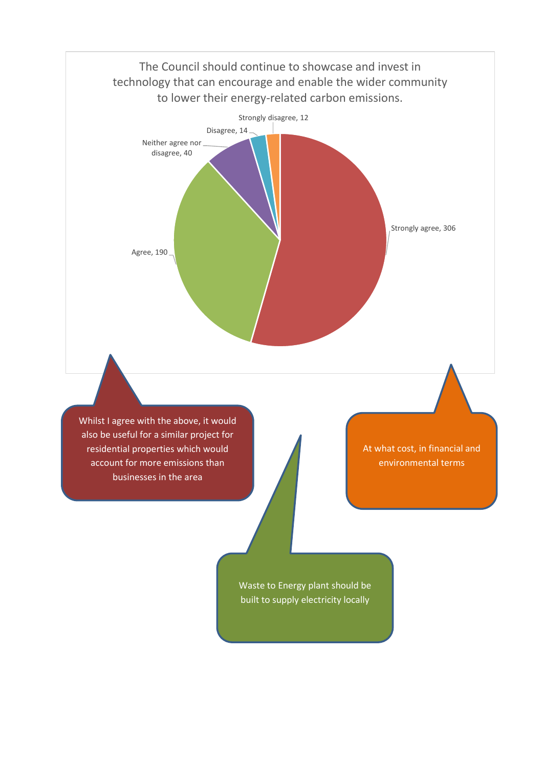The Council should continue to showcase and invest in technology that can encourage and enable the wider community to lower their energy-related carbon emissions.

| Response | Count |
| --- | --- |
| Strongly agree | 306 |
| Agree | 190 |
| Neither agree nor disagree | 40 |
| Disagree | 14 |
| Strongly disagree | 12 |

Whilst I agree with the above, it would also be useful for a similar project for residential properties which would account for more emissions than businesses in the area

At what cost, in financial and environmental terms

Waste to Energy plant should be built to supply electricity locally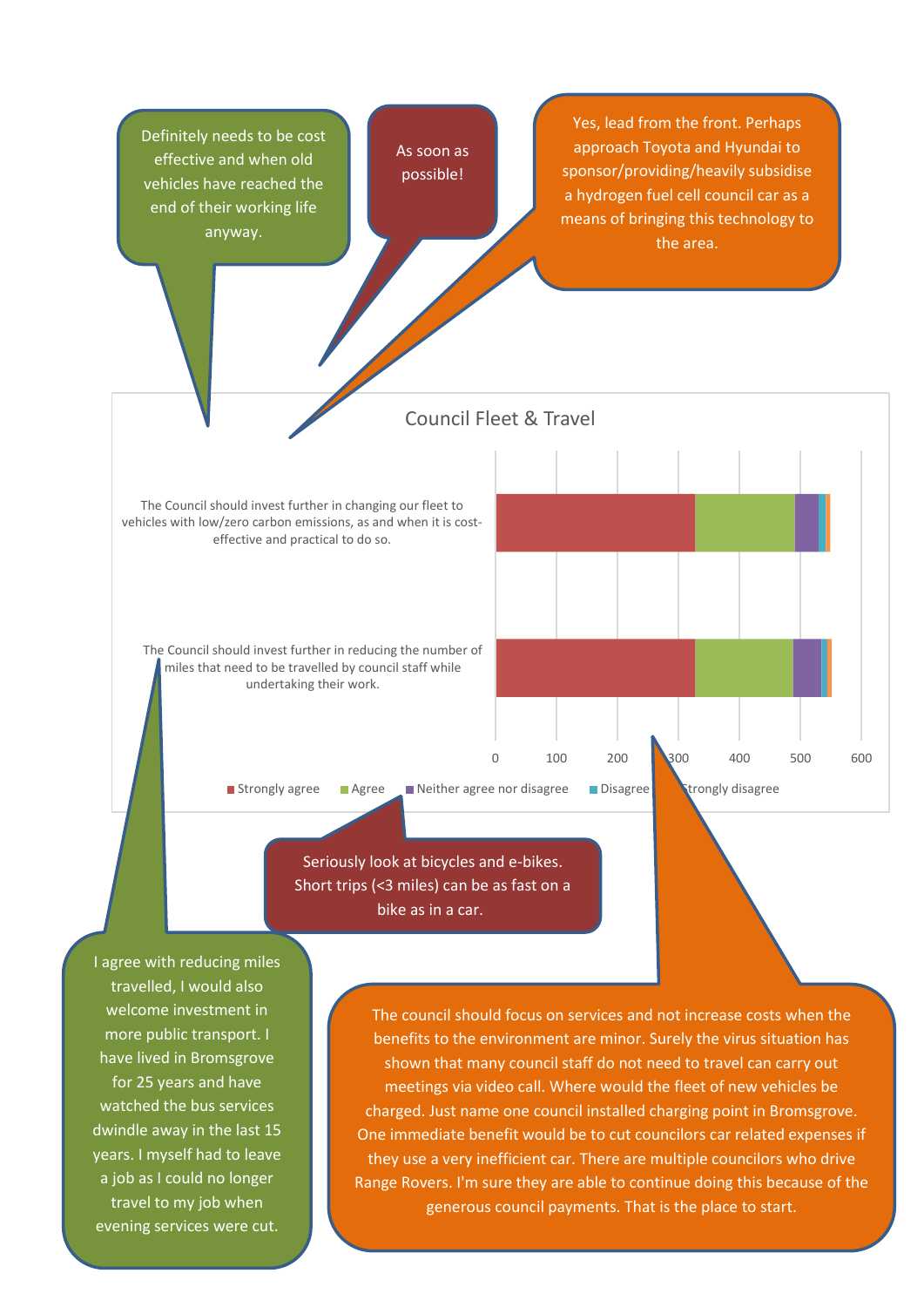Definitely needs to be cost effective and when old vehicles have reached the end of their working life anyway.

As soon as possible!

Yes, lead from the front. Perhaps approach Toyota and Hyundai to sponsor/providing/heavily subsidise a hydrogen fuel cell council car as a means of bringing this technology to the area.

## Council Fleet & Travel

| | Strongly agree | Agree | Neither agree nor disagree | Disagree | Strongly disagree |
|---|---|---|---|---|---|
| The Council should invest further in changing our fleet to vehicles with low/zero carbon emissions, as and when it is cost-effective and practical to do so. | ~328 | ~165 | ~38 | ~11 | ~7 |
| The Council should invest further in reducing the number of miles that need to be travelled by council staff while undertaking their work. | ~328 | ~161 | ~47 | ~9 | ~7 |

Seriously look at bicycles and e-bikes. Short trips (<3 miles) can be as fast on a bike as in a car.

I agree with reducing miles travelled, I would also welcome investment in more public transport. I have lived in Bromsgrove for 25 years and have watched the bus services dwindle away in the last 15 years. I myself had to leave a job as I could no longer travel to my job when evening services were cut.

The council should focus on services and not increase costs when the benefits to the environment are minor. Surely the virus situation has shown that many council staff do not need to travel can carry out meetings via video call. Where would the fleet of new vehicles be charged. Just name one council installed charging point in Bromsgrove. One immediate benefit would be to cut councilors car related expenses if they use a very inefficient car. There are multiple councilors who drive Range Rovers. I'm sure they are able to continue doing this because of the generous council payments. That is the place to start.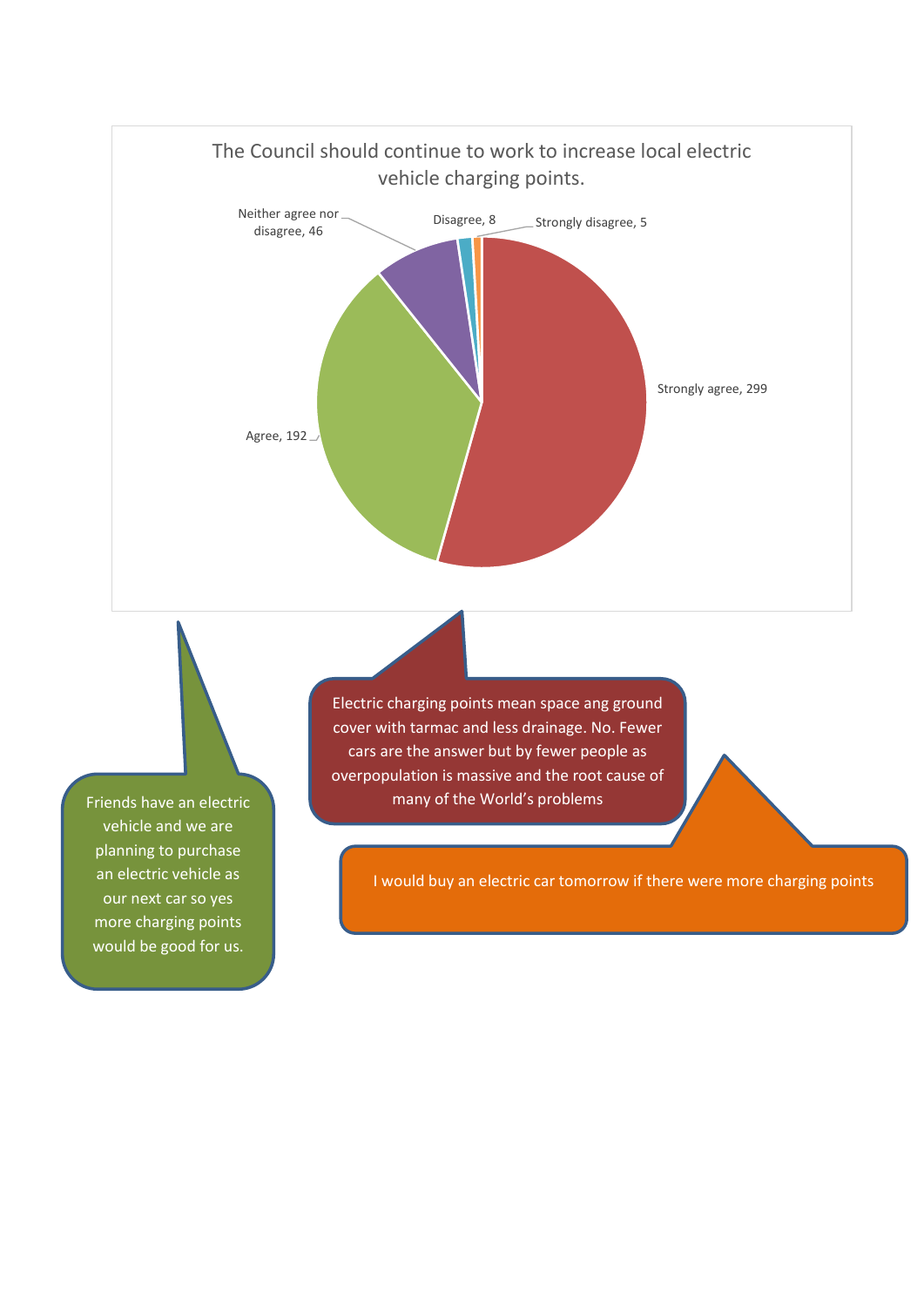The Council should continue to work to increase local electric vehicle charging points.

| Response | Count |
|---|---|
| Strongly agree | 299 |
| Agree | 192 |
| Neither agree nor disagree | 46 |
| Disagree | 8 |
| Strongly disagree | 5 |

Electric charging points mean space ang ground cover with tarmac and less drainage. No. Fewer cars are the answer but by fewer people as overpopulation is massive and the root cause of many of the World's problems

Friends have an electric vehicle and we are planning to purchase an electric vehicle as our next car so yes more charging points would be good for us.

I would buy an electric car tomorrow if there were more charging points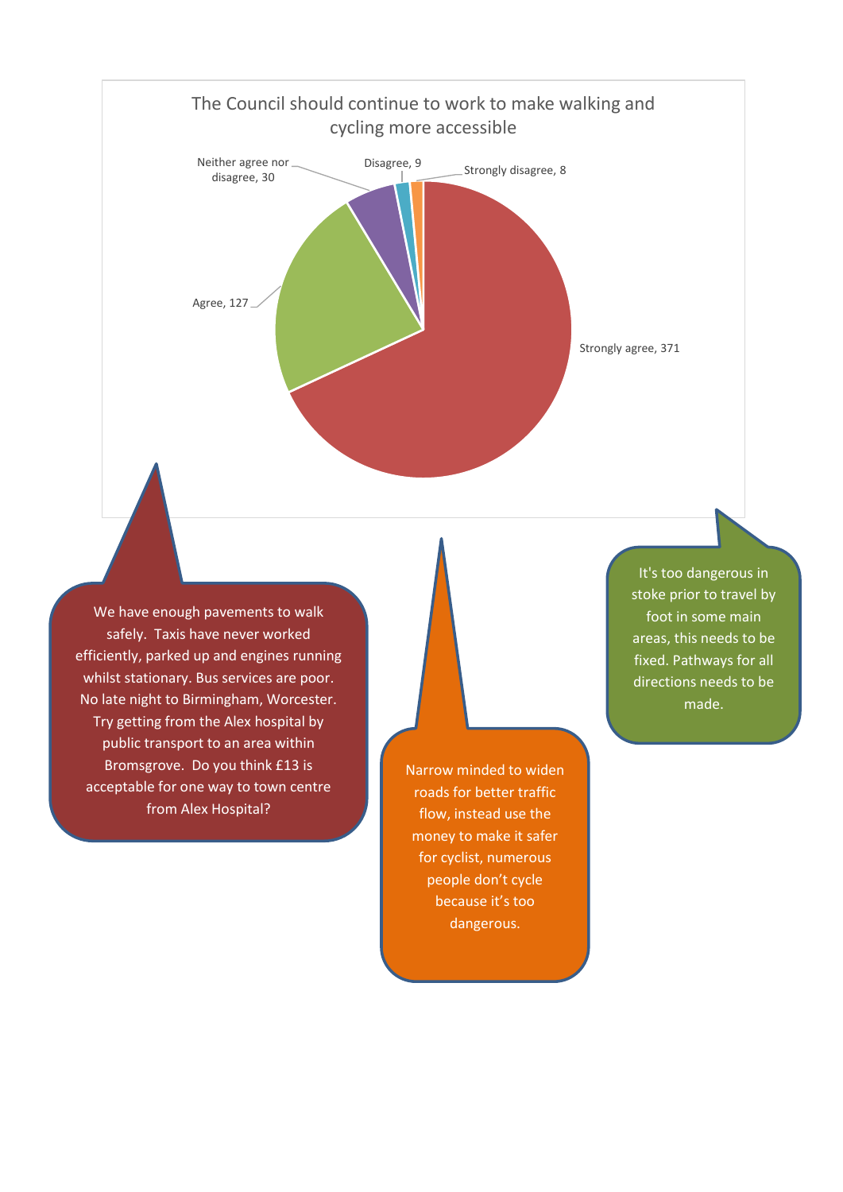**The Council should continue to work to make walking and cycling more accessible**

| Response | Count |
|---|---|
| Strongly agree | 371 |
| Agree | 127 |
| Neither agree nor disagree | 30 |
| Disagree | 9 |
| Strongly disagree | 8 |

We have enough pavements to walk safely. Taxis have never worked efficiently, parked up and engines running whilst stationary. Bus services are poor. No late night to Birmingham, Worcester. Try getting from the Alex hospital by public transport to an area within Bromsgrove. Do you think £13 is acceptable for one way to town centre from Alex Hospital?

Narrow minded to widen roads for better traffic flow, instead use the money to make it safer for cyclist, numerous people don't cycle because it's too dangerous.

It's too dangerous in stoke prior to travel by foot in some main areas, this needs to be fixed. Pathways for all directions needs to be made.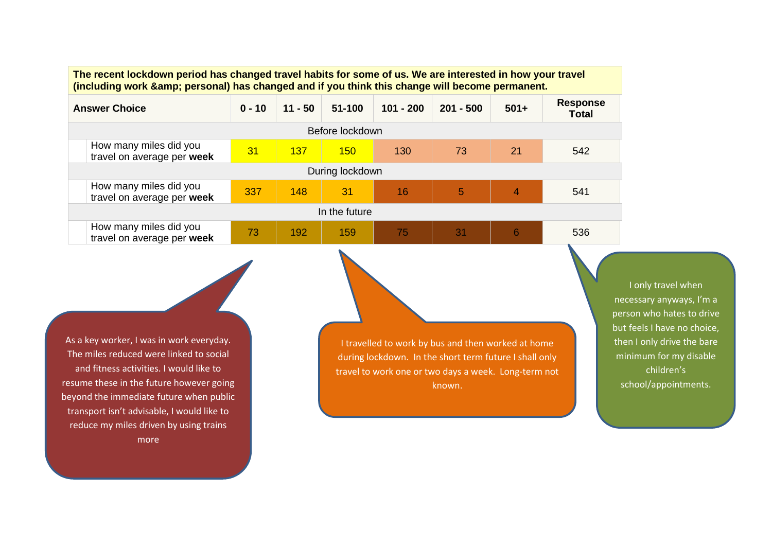**The recent lockdown period has changed travel habits for some of us. We are interested in how your travel (including work &amp; personal) has changed and if you think this change will become permanent.**

| Answer Choice | 0 - 10 | 11 - 50 | 51-100 | 101 - 200 | 201 - 500 | 501+ | Response Total |
|---|---|---|---|---|---|---|---|
| **Before lockdown** | | | | | | | |
| How many miles did you travel on average per **week** | 31 | 137 | 150 | 130 | 73 | 21 | 542 |
| **During lockdown** | | | | | | | |
| How many miles did you travel on average per **week** | 337 | 148 | 31 | 16 | 5 | 4 | 541 |
| **In the future** | | | | | | | |
| How many miles did you travel on average per **week** | 73 | 192 | 159 | 75 | 31 | 6 | 536 |

As a key worker, I was in work everyday. The miles reduced were linked to social and fitness activities. I would like to resume these in the future however going beyond the immediate future when public transport isn't advisable, I would like to reduce my miles driven by using trains more

I travelled to work by bus and then worked at home during lockdown. In the short term future I shall only travel to work one or two days a week. Long-term not known.

I only travel when necessary anyways, I'm a person who hates to drive but feels I have no choice, then I only drive the bare minimum for my disable children's school/appointments.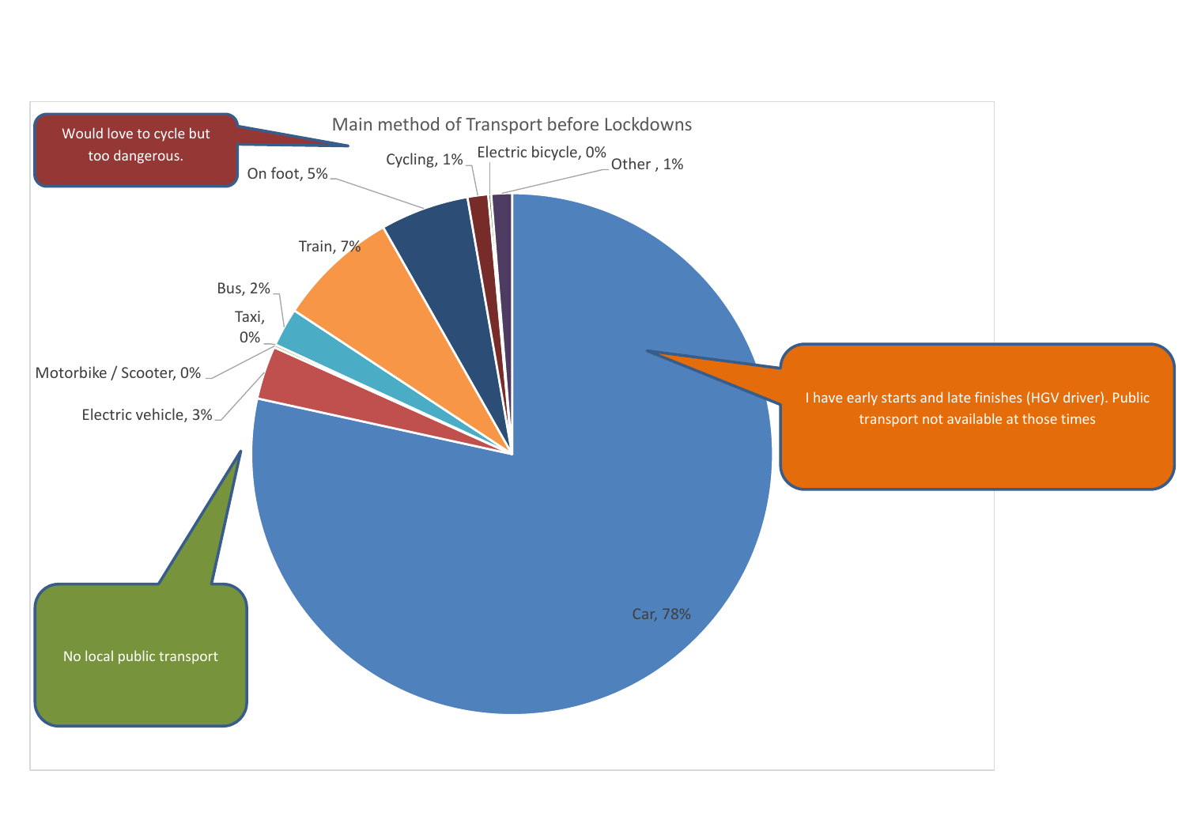Main method of Transport before Lockdowns

| Method | Percentage |
| --- | --- |
| Car | 78% |
| Train | 7% |
| On foot | 5% |
| Electric vehicle | 3% |
| Bus | 2% |
| Cycling | 1% |
| Other | 1% |
| Electric bicycle | 0% |
| Taxi | 0% |
| Motorbike / Scooter | 0% |

"Would love to cycle but too dangerous."

"I have early starts and late finishes (HGV driver). Public transport not available at those times"

"No local public transport"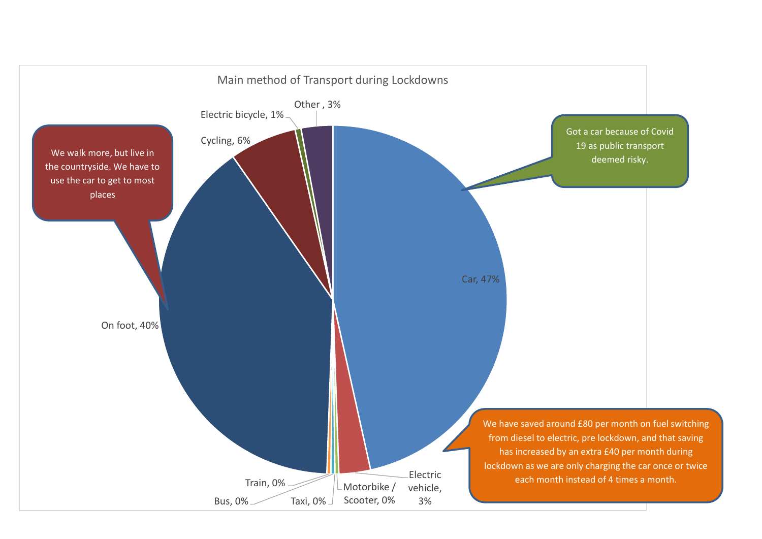Main method of Transport during Lockdowns

- Car, 47%
- On foot, 40%
- Cycling, 6%
- Electric bicycle, 1%
- Other , 3%
- Electric vehicle, 3%
- Motorbike / Scooter, 0%
- Taxi, 0%
- Bus, 0%
- Train, 0%

We walk more, but live in the countryside. We have to use the car to get to most places

Got a car because of Covid 19 as public transport deemed risky.

We have saved around £80 per month on fuel switching from diesel to electric, pre lockdown, and that saving has increased by an extra £40 per month during lockdown as we are only charging the car once or twice each month instead of 4 times a month.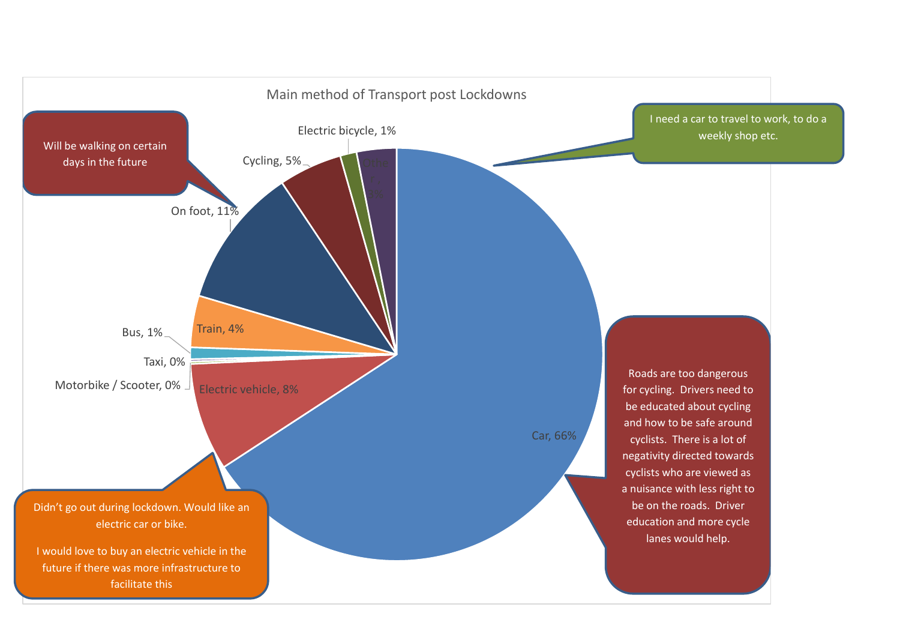Main method of Transport post Lockdowns

| Method | Percentage |
| --- | --- |
| Car | 66% |
| On foot | 11% |
| Electric vehicle | 8% |
| Cycling | 5% |
| Train | 4% |
| Other | 3% |
| Electric bicycle | 1% |
| Bus | 1% |
| Taxi | 0% |
| Motorbike / Scooter | 0% |

Will be walking on certain days in the future

I need a car to travel to work, to do a weekly shop etc.

Roads are too dangerous for cycling. Drivers need to be educated about cycling and how to be safe around cyclists. There is a lot of negativity directed towards cyclists who are viewed as a nuisance with less right to be on the roads. Driver education and more cycle lanes would help.

Didn't go out during lockdown. Would like an electric car or bike.

I would love to buy an electric vehicle in the future if there was more infrastructure to facilitate this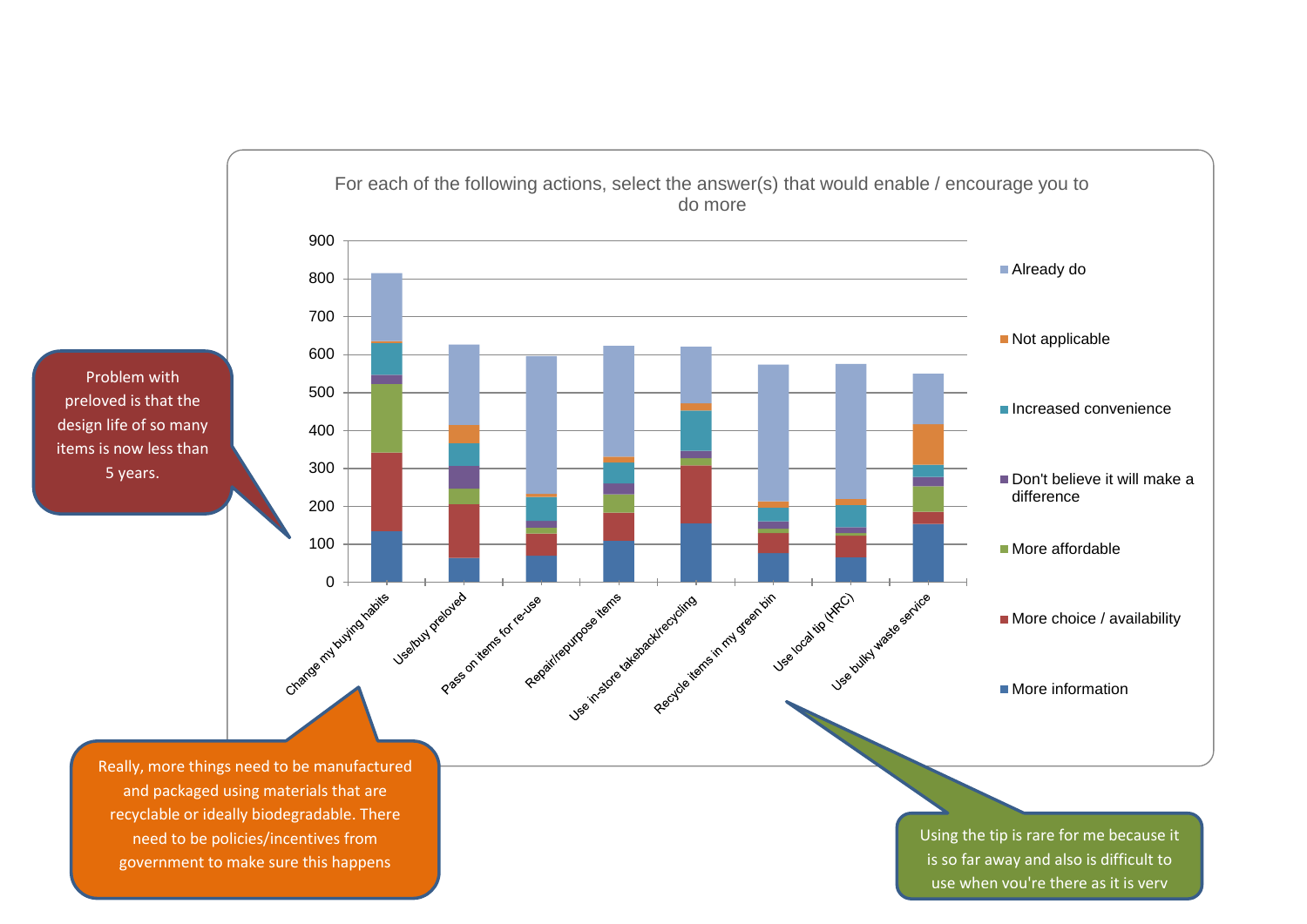For each of the following actions, select the answer(s) that would enable / encourage you to do more

Problem with preloved is that the design life of so many items is now less than 5 years.

Really, more things need to be manufactured and packaged using materials that are recyclable or ideally biodegradable. There need to be policies/incentives from government to make sure this happens

Using the tip is rare for me because it is so far away and also is difficult to use when you're there as it is verv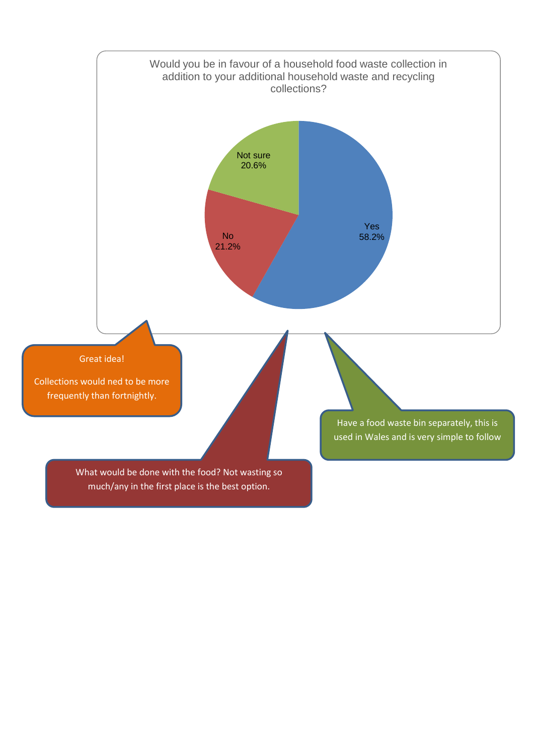Would you be in favour of a household food waste collection in addition to your additional household waste and recycling collections?

| Response | Percentage |
| --- | --- |
| Yes | 58.2% |
| No | 21.2% |
| Not sure | 20.6% |

Great idea!

Collections would ned to be more frequently than fortnightly.

What would be done with the food? Not wasting so much/any in the first place is the best option.

Have a food waste bin separately, this is used in Wales and is very simple to follow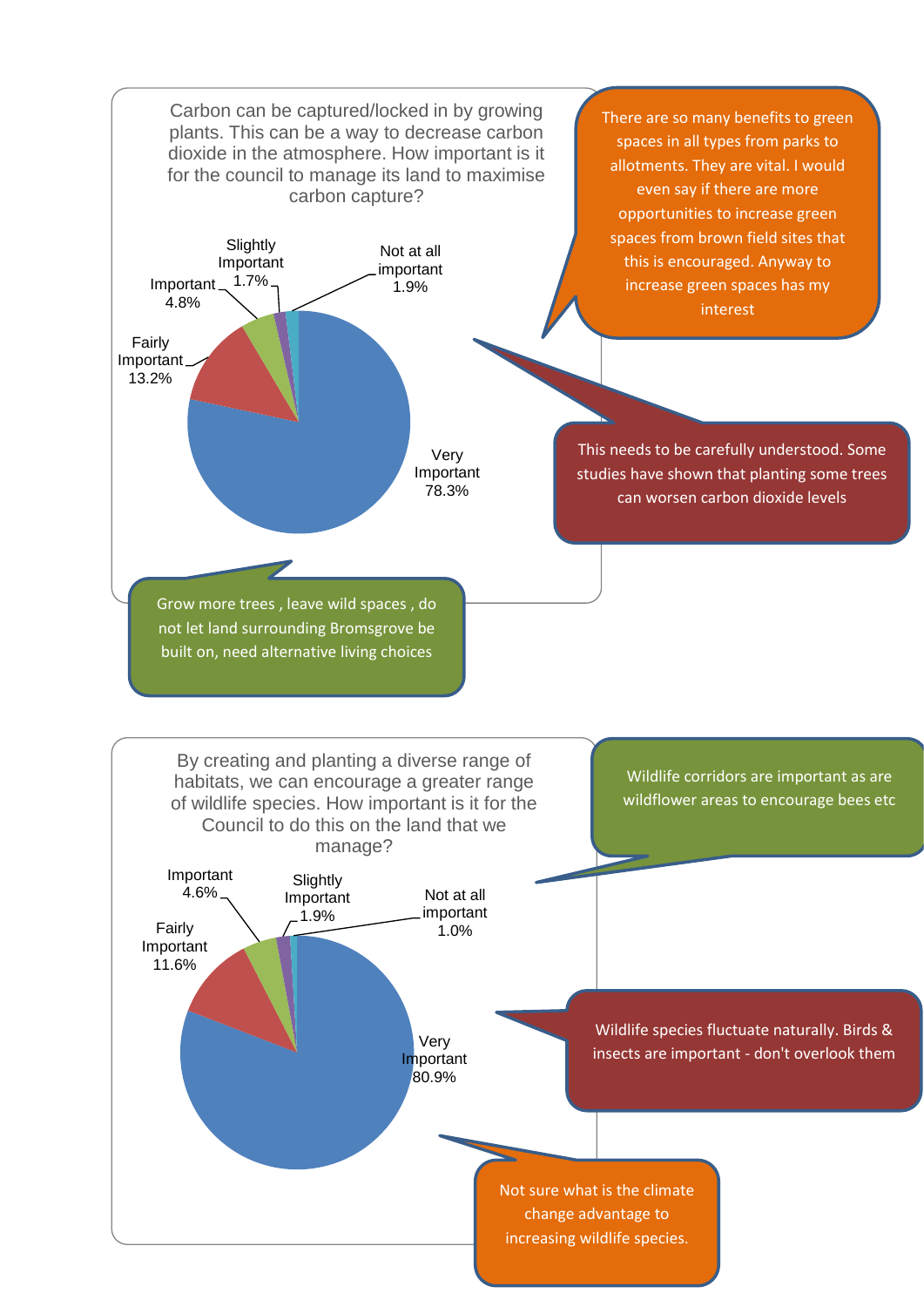Carbon can be captured/locked in by growing plants. This can be a way to decrease carbon dioxide in the atmosphere. How important is it for the council to manage its land to maximise carbon capture?

| Response | Percentage |
| --- | --- |
| Very Important | 78.3% |
| Fairly Important | 13.2% |
| Important | 4.8% |
| Slightly Important | 1.7% |
| Not at all important | 1.9% |

> There are so many benefits to green spaces in all types from parks to allotments. They are vital. I would even say if there are more opportunities to increase green spaces from brown field sites that this is encouraged. Anyway to increase green spaces has my interest

> This needs to be carefully understood. Some studies have shown that planting some trees can worsen carbon dioxide levels

> Grow more trees , leave wild spaces , do not let land surrounding Bromsgrove be built on, need alternative living choices

By creating and planting a diverse range of habitats, we can encourage a greater range of wildlife species. How important is it for the Council to do this on the land that we manage?

| Response | Percentage |
| --- | --- |
| Very Important | 80.9% |
| Fairly Important | 11.6% |
| Important | 4.6% |
| Slightly Important | 1.9% |
| Not at all important | 1.0% |

> Wildlife corridors are important as are wildflower areas to encourage bees etc

> Wildlife species fluctuate naturally. Birds & insects are important - don't overlook them

> Not sure what is the climate change advantage to increasing wildlife species.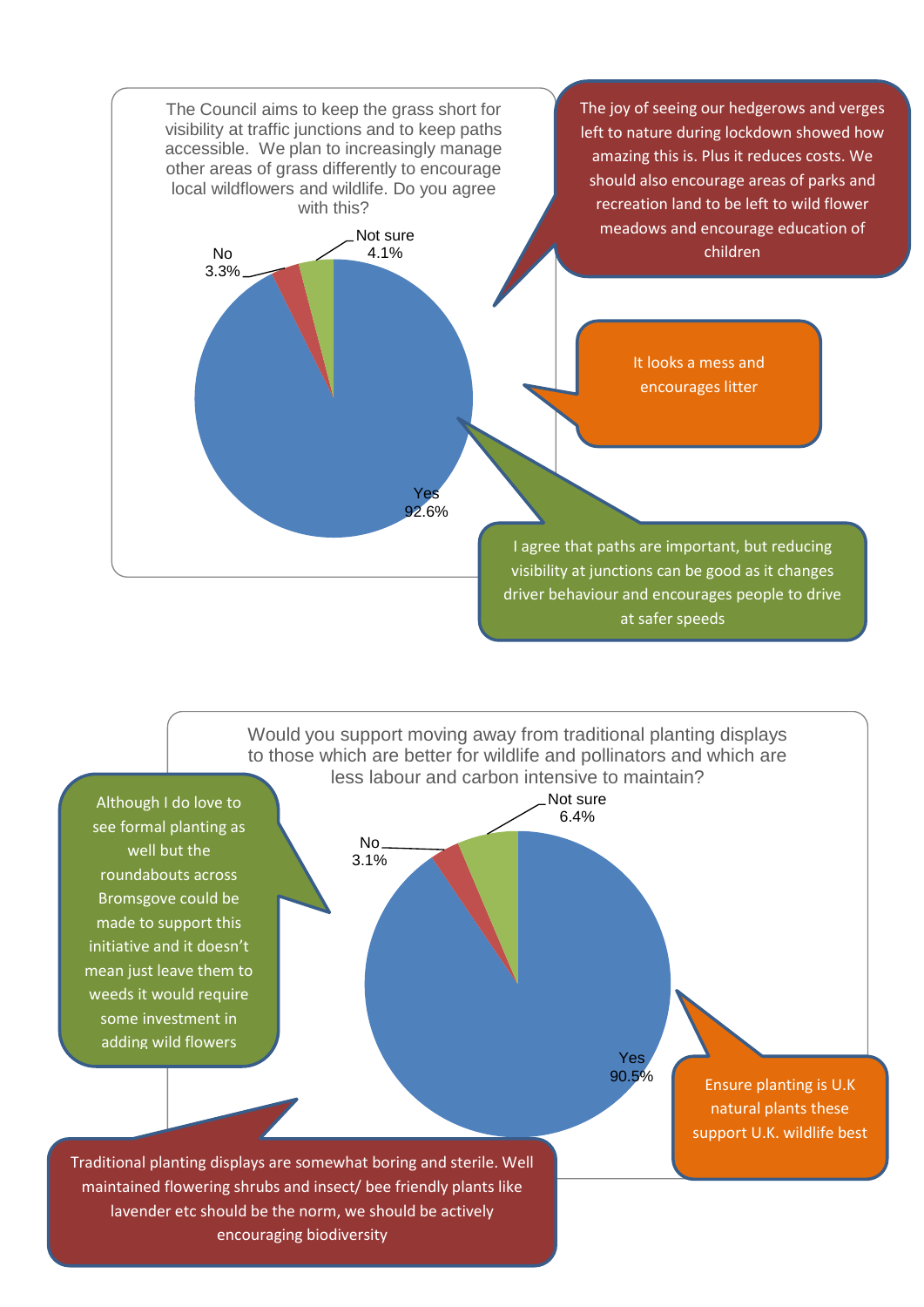The Council aims to keep the grass short for visibility at traffic junctions and to keep paths accessible. We plan to increasingly manage other areas of grass differently to encourage local wildflowers and wildlife. Do you agree with this?

Not sure
4.1%

No
3.3%

Yes
92.6%

The joy of seeing our hedgerows and verges left to nature during lockdown showed how amazing this is. Plus it reduces costs. We should also encourage areas of parks and recreation land to be left to wild flower meadows and encourage education of children

It looks a mess and encourages litter

I agree that paths are important, but reducing visibility at junctions can be good as it changes driver behaviour and encourages people to drive at safer speeds

Would you support moving away from traditional planting displays to those which are better for wildlife and pollinators and which are less labour and carbon intensive to maintain?

Not sure
6.4%

No
3.1%

Yes
90.5%

Although I do love to see formal planting as well but the roundabouts across Bromsgove could be made to support this initiative and it doesn't mean just leave them to weeds it would require some investment in adding wild flowers

Ensure planting is U.K natural plants these support U.K. wildlife best

Traditional planting displays are somewhat boring and sterile. Well maintained flowering shrubs and insect/ bee friendly plants like lavender etc should be the norm, we should be actively encouraging biodiversity